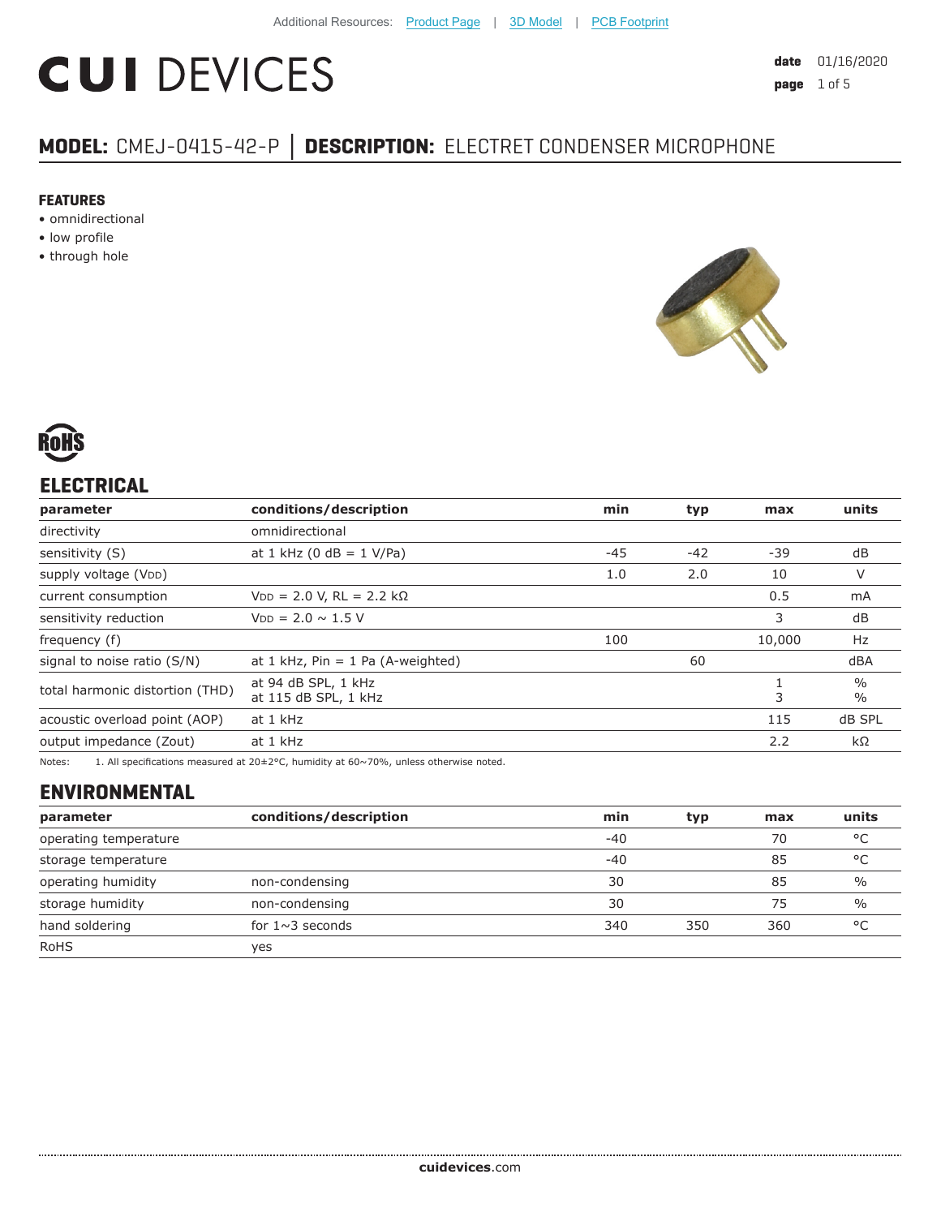Additional Resources: Product Page | 3D Model | PCB Footprint

# CUI DEVICES

**date** 01/16/2020

## MODEL: CMEJ-0415-42-P │ DESCRIPTION: ELECTRET CONDENSER MICROPHONE

**FEATURES**

- omnidirectional
- low profile
- through hole

RoHS

## ELECTRICAL

| parameter | conditions/description | min | typ | max | units |
|---|---|---|---|---|---|
| directivity | omnidirectional | | | | |
| sensitivity (S) | at 1 kHz (0 dB = 1 V/Pa) | -45 | -42 | -39 | dB |
| supply voltage ($V_{DD}$) | | 1.0 | 2.0 | 10 | V |
| current consumption | $V_{DD}$ = 2.0 V, RL = 2.2 kΩ | | | 0.5 | mA |
| sensitivity reduction | $V_{DD}$ = 2.0 ~ 1.5 V | | | 3 | dB |
| frequency (f) | | 100 | | 10,000 | Hz |
| signal to noise ratio (S/N) | at 1 kHz, Pin = 1 Pa (A-weighted) | | 60 | | dBA |
| total harmonic distortion (THD) | at 94 dB SPL, 1 kHz<br>at 115 dB SPL, 1 kHz | | | 1<br>3 | %<br>% |
| acoustic overload point (AOP) | at 1 kHz | | | 115 | dB SPL |
| output impedance (Zout) | at 1 kHz | | | 2.2 | kΩ |

Notes: 1. All specifications measured at 20±2°C, humidity at 60~70%, unless otherwise noted.

## ENVIRONMENTAL

| parameter | conditions/description | min | typ | max | units |
|---|---|---|---|---|---|
| operating temperature | | -40 | | 70 | °C |
| storage temperature | | -40 | | 85 | °C |
| operating humidity | non-condensing | 30 | | 85 | % |
| storage humidity | non-condensing | 30 | | 75 | % |
| hand soldering | for 1~3 seconds | 340 | 350 | 360 | °C |
| RoHS | yes | | | | |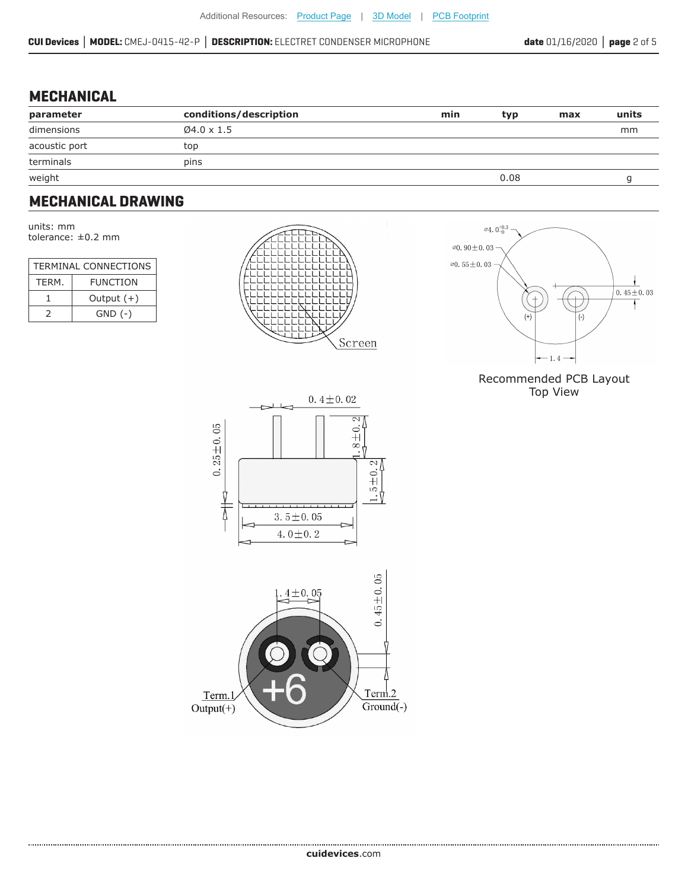## MECHANICAL

| parameter | conditions/description | min | typ | max | units |
| --- | --- | --- | --- | --- | --- |
| dimensions | Ø4.0 x 1.5 | | | | mm |
| acoustic port | top | | | | |
| terminals | pins | | | | |
| weight | | | 0.08 | | g |

## MECHANICAL DRAWING

units: mm
tolerance: ±0.2 mm

| TERMINAL CONNECTIONS | |
| --- | --- |
| TERM. | FUNCTION |
| 1 | Output (+) |
| 2 | GND (-) |

Screen

Recommended PCB Layout
Top View

Term.1
Output(+)

Term.2
Ground(-)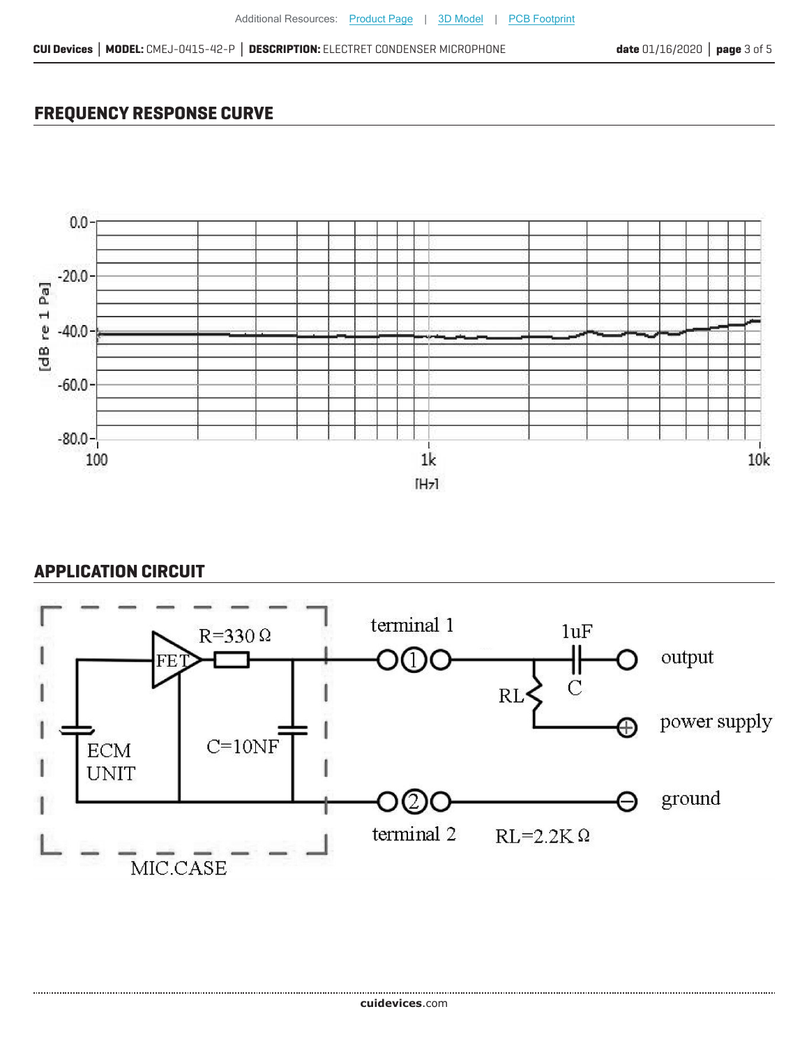## FREQUENCY RESPONSE CURVE

0.0
-20.0
-40.0
-60.0
-80.0

[dB re 1 Pa]

100
1k
10k

[Hz]

## APPLICATION CIRCUIT

FET
R=330 Ω
ECM UNIT
C=10NF
MIC.CASE
terminal 1
terminal 2
1uF
C
RL
RL=2.2K Ω
output
power supply
ground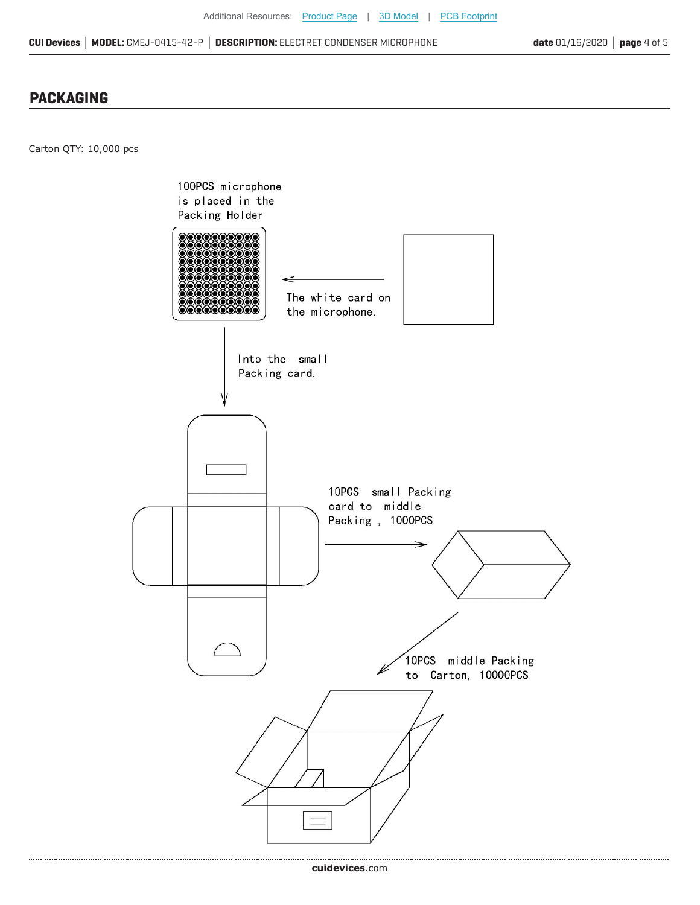## PACKAGING

Carton QTY: 10,000 pcs

100PCS microphone is placed in the Packing Holder

The white card on the microphone.

Into the small Packing card.

10PCS small Packing card to middle Packing, 1000PCS

10PCS middle Packing to Carton, 10000PCS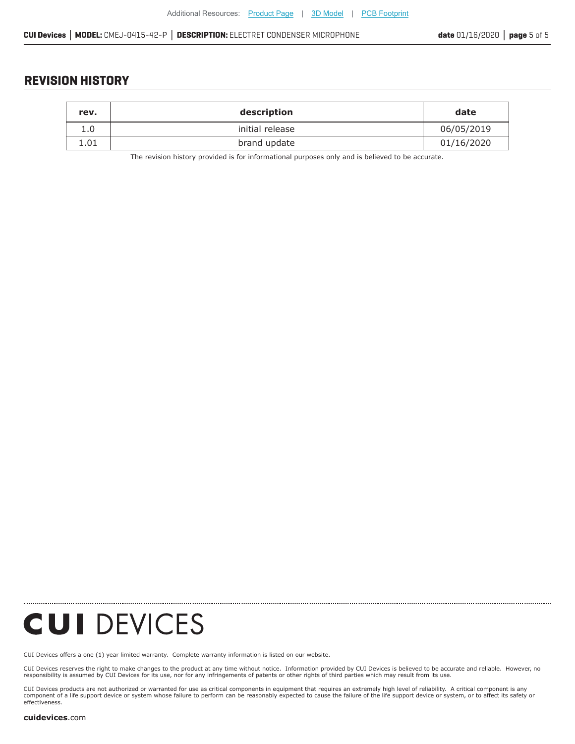## REVISION HISTORY

| rev. | description | date |
| --- | --- | --- |
| 1.0 | initial release | 06/05/2019 |
| 1.01 | brand update | 01/16/2020 |

The revision history provided is for informational purposes only and is believed to be accurate.

**CUI** DEVICES

CUI Devices offers a one (1) year limited warranty. Complete warranty information is listed on our website.

CUI Devices reserves the right to make changes to the product at any time without notice. Information provided by CUI Devices is believed to be accurate and reliable. However, no responsibility is assumed by CUI Devices for its use, nor for any infringements of patents or other rights of third parties which may result from its use.

CUI Devices products are not authorized or warranted for use as critical components in equipment that requires an extremely high level of reliability. A critical component is any component of a life support device or system whose failure to perform can be reasonably expected to cause the failure of the life support device or system, or to affect its safety or effectiveness.

**cuidevices**.com